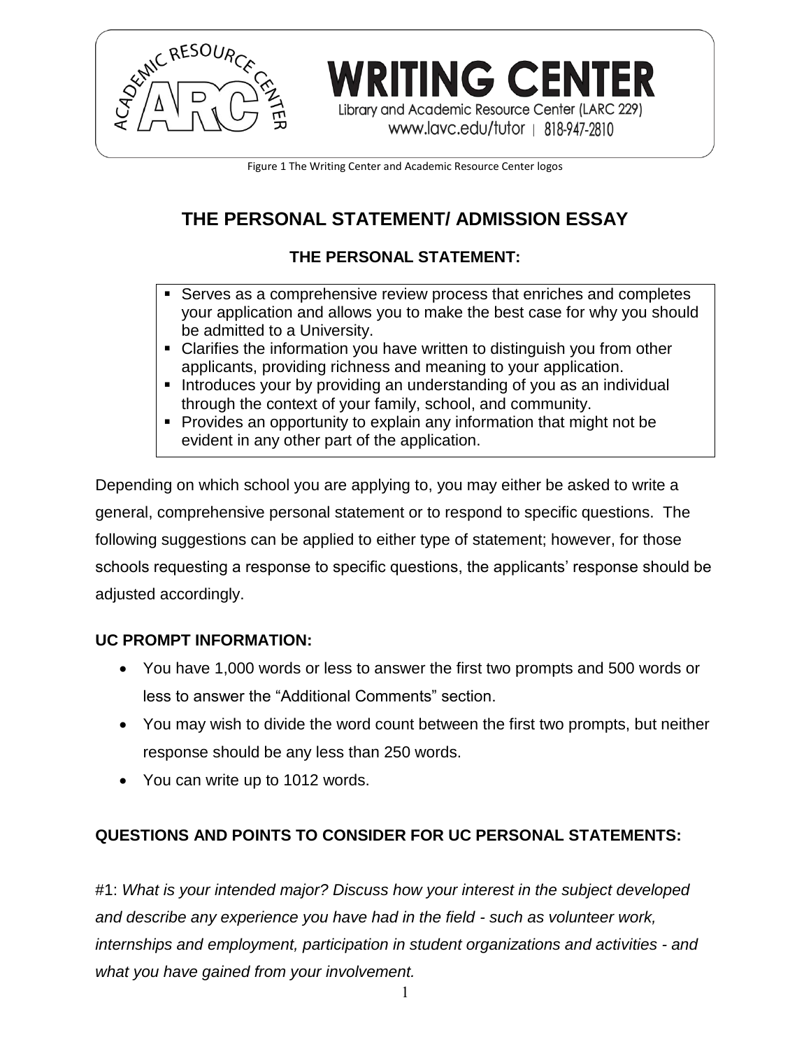WRITING CENTER
Library and Academic Resource Center (LARC 229)
www.lavc.edu/tutor | 818-947-2810

Figure 1 The Writing Center and Academic Resource Center logos

# THE PERSONAL STATEMENT/ ADMISSION ESSAY

## THE PERSONAL STATEMENT:

- Serves as a comprehensive review process that enriches and completes your application and allows you to make the best case for why you should be admitted to a University.
- Clarifies the information you have written to distinguish you from other applicants, providing richness and meaning to your application.
- Introduces your by providing an understanding of you as an individual through the context of your family, school, and community.
- Provides an opportunity to explain any information that might not be evident in any other part of the application.

Depending on which school you are applying to, you may either be asked to write a general, comprehensive personal statement or to respond to specific questions. The following suggestions can be applied to either type of statement; however, for those schools requesting a response to specific questions, the applicants' response should be adjusted accordingly.

### UC PROMPT INFORMATION:

- You have 1,000 words or less to answer the first two prompts and 500 words or less to answer the "Additional Comments" section.
- You may wish to divide the word count between the first two prompts, but neither response should be any less than 250 words.
- You can write up to 1012 words.

### QUESTIONS AND POINTS TO CONSIDER FOR UC PERSONAL STATEMENTS:

#1: *What is your intended major? Discuss how your interest in the subject developed and describe any experience you have had in the field - such as volunteer work, internships and employment, participation in student organizations and activities - and what you have gained from your involvement.*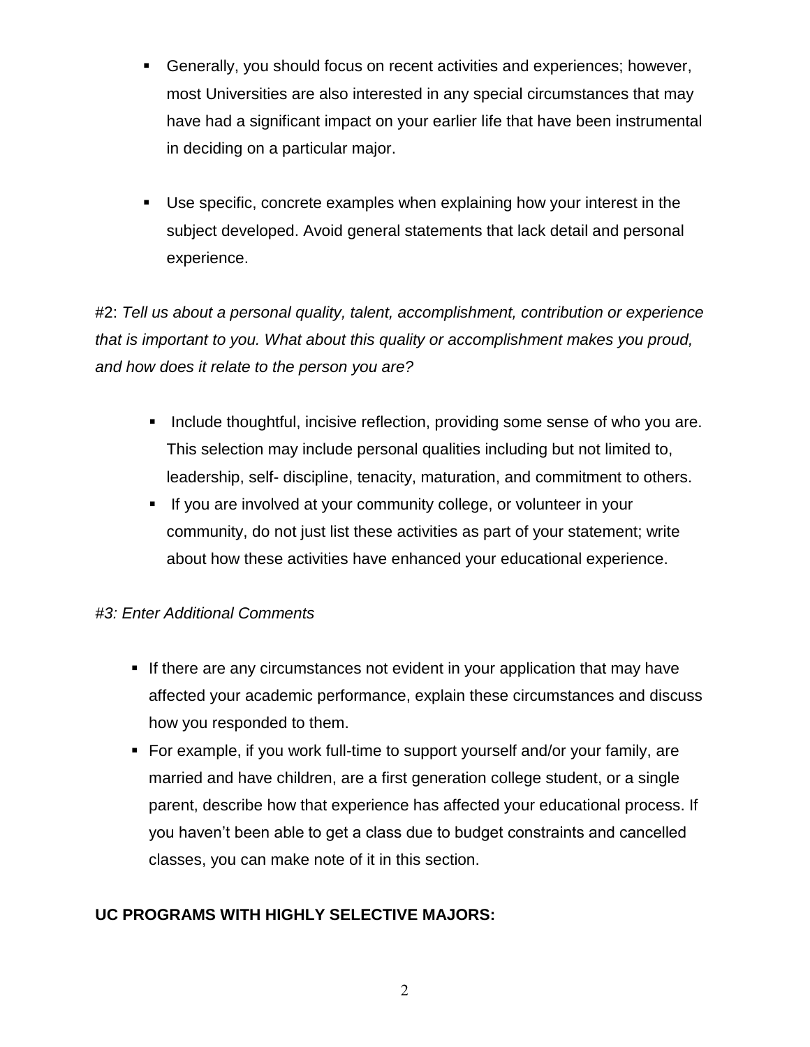- Generally, you should focus on recent activities and experiences; however, most Universities are also interested in any special circumstances that may have had a significant impact on your earlier life that have been instrumental in deciding on a particular major.

- Use specific, concrete examples when explaining how your interest in the subject developed. Avoid general statements that lack detail and personal experience.

#2: *Tell us about a personal quality, talent, accomplishment, contribution or experience that is important to you. What about this quality or accomplishment makes you proud, and how does it relate to the person you are?*

- Include thoughtful, incisive reflection, providing some sense of who you are. This selection may include personal qualities including but not limited to, leadership, self- discipline, tenacity, maturation, and commitment to others.
- If you are involved at your community college, or volunteer in your community, do not just list these activities as part of your statement; write about how these activities have enhanced your educational experience.

*#3: Enter Additional Comments*

- If there are any circumstances not evident in your application that may have affected your academic performance, explain these circumstances and discuss how you responded to them.
- For example, if you work full-time to support yourself and/or your family, are married and have children, are a first generation college student, or a single parent, describe how that experience has affected your educational process. If you haven't been able to get a class due to budget constraints and cancelled classes, you can make note of it in this section.

**UC PROGRAMS WITH HIGHLY SELECTIVE MAJORS:**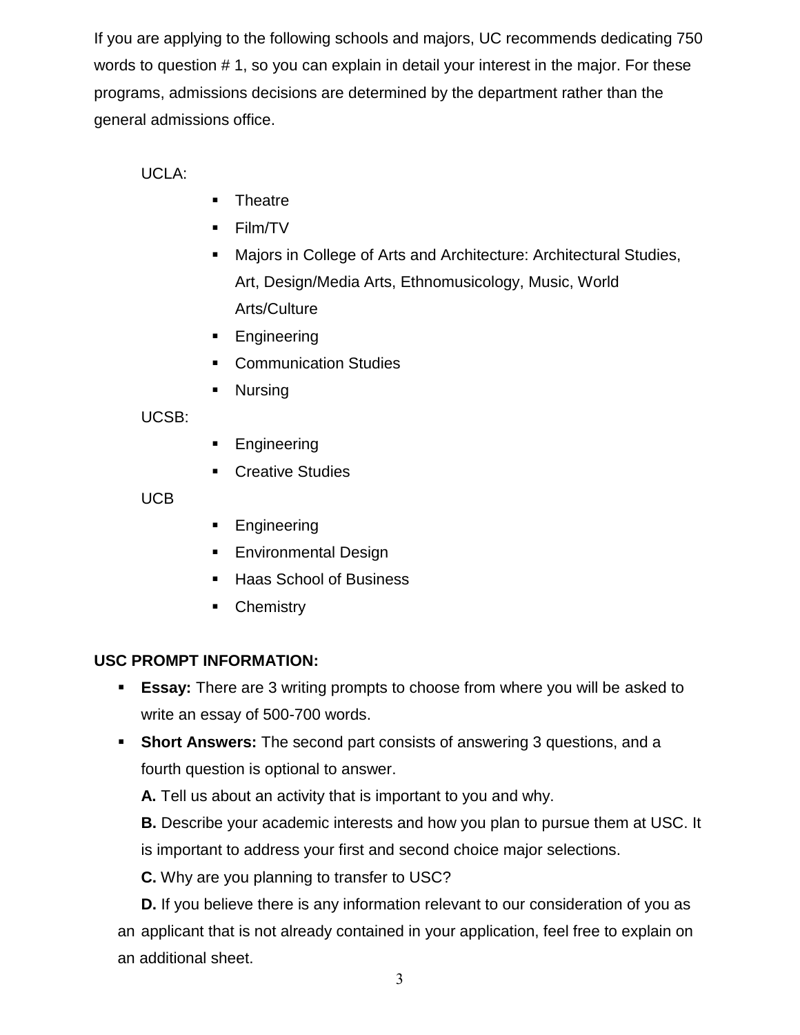If you are applying to the following schools and majors, UC recommends dedicating 750 words to question # 1, so you can explain in detail your interest in the major. For these programs, admissions decisions are determined by the department rather than the general admissions office.

UCLA:

- Theatre
- Film/TV
- Majors in College of Arts and Architecture: Architectural Studies, Art, Design/Media Arts, Ethnomusicology, Music, World Arts/Culture
- Engineering
- Communication Studies
- Nursing

UCSB:

- Engineering
- Creative Studies

UCB

- Engineering
- Environmental Design
- Haas School of Business
- Chemistry

**USC PROMPT INFORMATION:**

- **Essay:** There are 3 writing prompts to choose from where you will be asked to write an essay of 500-700 words.
- **Short Answers:** The second part consists of answering 3 questions, and a fourth question is optional to answer.

  **A.** Tell us about an activity that is important to you and why.

  **B.** Describe your academic interests and how you plan to pursue them at USC. It is important to address your first and second choice major selections.

  **C.** Why are you planning to transfer to USC?

  **D.** If you believe there is any information relevant to our consideration of you as an applicant that is not already contained in your application, feel free to explain on an additional sheet.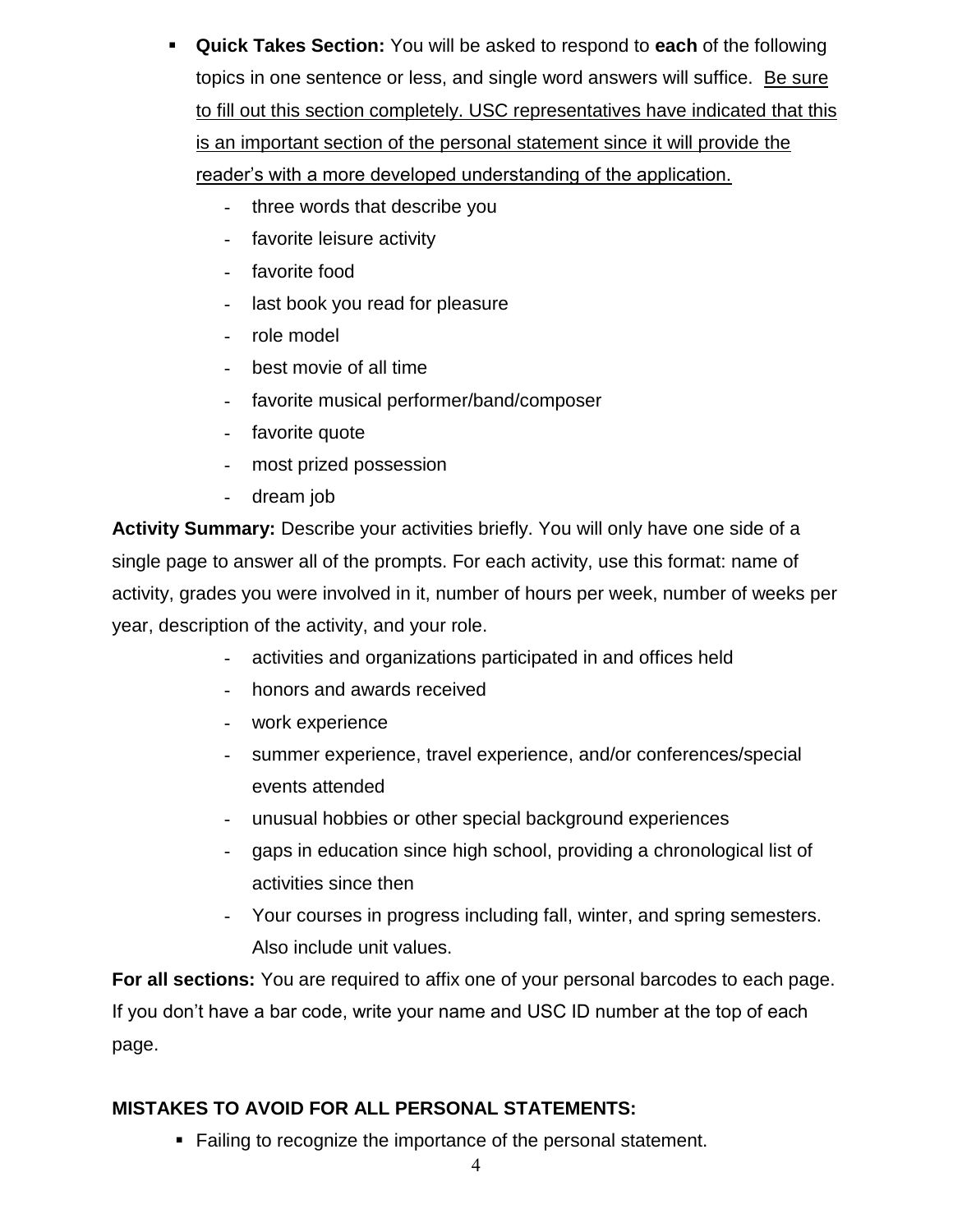- **Quick Takes Section:** You will be asked to respond to **each** of the following topics in one sentence or less, and single word answers will suffice. <u>Be sure to fill out this section completely. USC representatives have indicated that this is an important section of the personal statement since it will provide the reader's with a more developed understanding of the application.</u>
    - three words that describe you
    - favorite leisure activity
    - favorite food
    - last book you read for pleasure
    - role model
    - best movie of all time
    - favorite musical performer/band/composer
    - favorite quote
    - most prized possession
    - dream job

**Activity Summary:** Describe your activities briefly. You will only have one side of a single page to answer all of the prompts. For each activity, use this format: name of activity, grades you were involved in it, number of hours per week, number of weeks per year, description of the activity, and your role.

- activities and organizations participated in and offices held
- honors and awards received
- work experience
- summer experience, travel experience, and/or conferences/special events attended
- unusual hobbies or other special background experiences
- gaps in education since high school, providing a chronological list of activities since then
- Your courses in progress including fall, winter, and spring semesters. Also include unit values.

**For all sections:** You are required to affix one of your personal barcodes to each page. If you don't have a bar code, write your name and USC ID number at the top of each page.

**MISTAKES TO AVOID FOR ALL PERSONAL STATEMENTS:**

- Failing to recognize the importance of the personal statement.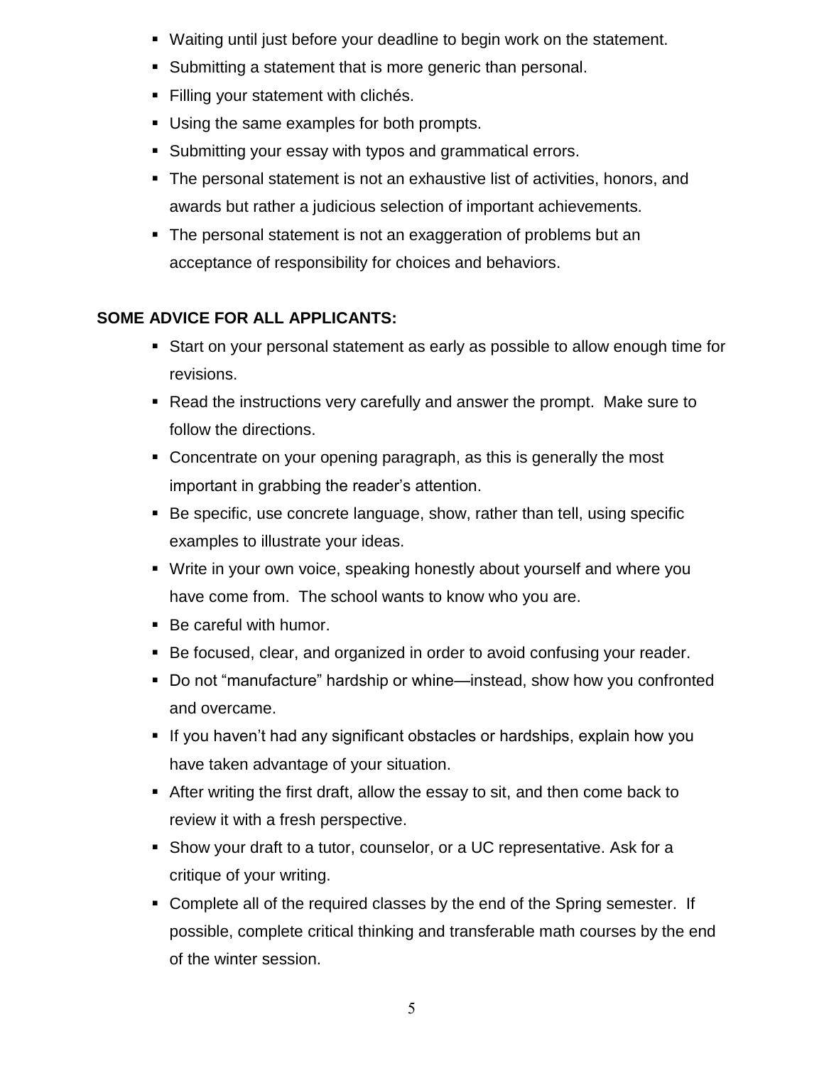- Waiting until just before your deadline to begin work on the statement.
- Submitting a statement that is more generic than personal.
- Filling your statement with clichés.
- Using the same examples for both prompts.
- Submitting your essay with typos and grammatical errors.
- The personal statement is not an exhaustive list of activities, honors, and awards but rather a judicious selection of important achievements.
- The personal statement is not an exaggeration of problems but an acceptance of responsibility for choices and behaviors.

**SOME ADVICE FOR ALL APPLICANTS:**

- Start on your personal statement as early as possible to allow enough time for revisions.
- Read the instructions very carefully and answer the prompt. Make sure to follow the directions.
- Concentrate on your opening paragraph, as this is generally the most important in grabbing the reader's attention.
- Be specific, use concrete language, show, rather than tell, using specific examples to illustrate your ideas.
- Write in your own voice, speaking honestly about yourself and where you have come from. The school wants to know who you are.
- Be careful with humor.
- Be focused, clear, and organized in order to avoid confusing your reader.
- Do not "manufacture" hardship or whine—instead, show how you confronted and overcame.
- If you haven't had any significant obstacles or hardships, explain how you have taken advantage of your situation.
- After writing the first draft, allow the essay to sit, and then come back to review it with a fresh perspective.
- Show your draft to a tutor, counselor, or a UC representative. Ask for a critique of your writing.
- Complete all of the required classes by the end of the Spring semester. If possible, complete critical thinking and transferable math courses by the end of the winter session.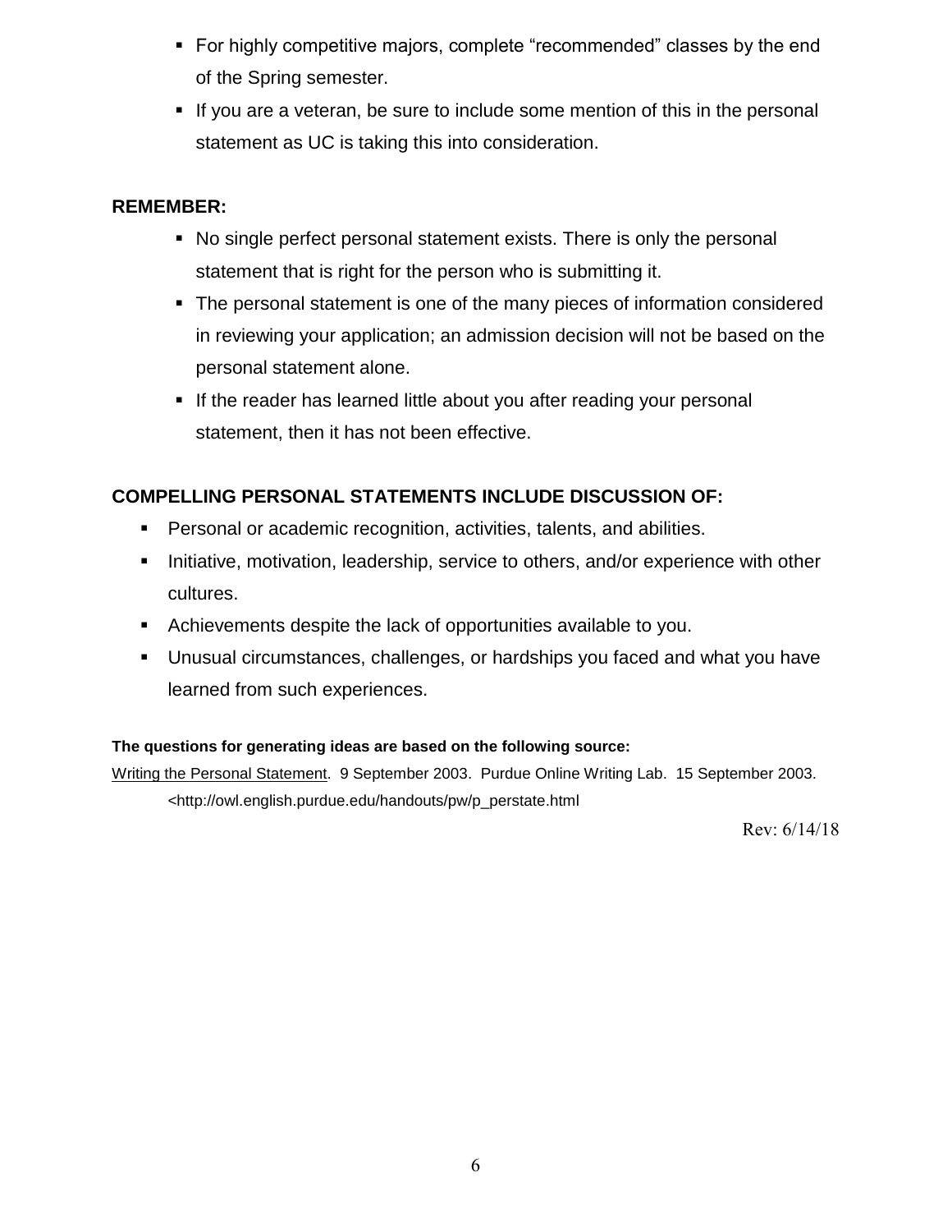- For highly competitive majors, complete “recommended” classes by the end of the Spring semester.
- If you are a veteran, be sure to include some mention of this in the personal statement as UC is taking this into consideration.

**REMEMBER:**

- No single perfect personal statement exists. There is only the personal statement that is right for the person who is submitting it.
- The personal statement is one of the many pieces of information considered in reviewing your application; an admission decision will not be based on the personal statement alone.
- If the reader has learned little about you after reading your personal statement, then it has not been effective.

**COMPELLING PERSONAL STATEMENTS INCLUDE DISCUSSION OF:**

- Personal or academic recognition, activities, talents, and abilities.
- Initiative, motivation, leadership, service to others, and/or experience with other cultures.
- Achievements despite the lack of opportunities available to you.
- Unusual circumstances, challenges, or hardships you faced and what you have learned from such experiences.

**The questions for generating ideas are based on the following source:**

Writing the Personal Statement. 9 September 2003. Purdue Online Writing Lab. 15 September 2003. <http://owl.english.purdue.edu/handouts/pw/p_perstate.html

Rev: 6/14/18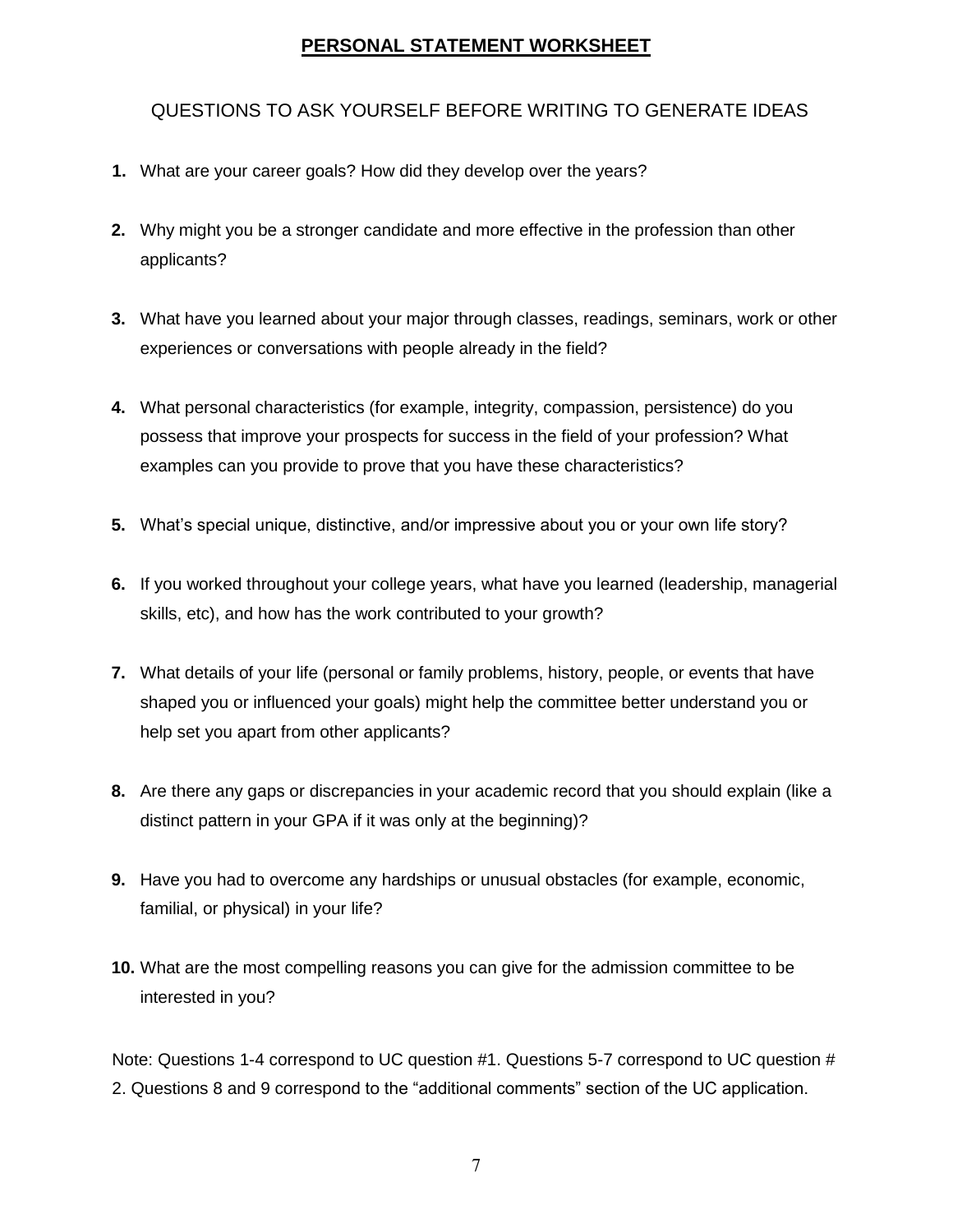## PERSONAL STATEMENT WORKSHEET

### QUESTIONS TO ASK YOURSELF BEFORE WRITING TO GENERATE IDEAS

1. What are your career goals? How did they develop over the years?

2. Why might you be a stronger candidate and more effective in the profession than other applicants?

3. What have you learned about your major through classes, readings, seminars, work or other experiences or conversations with people already in the field?

4. What personal characteristics (for example, integrity, compassion, persistence) do you possess that improve your prospects for success in the field of your profession? What examples can you provide to prove that you have these characteristics?

5. What's special unique, distinctive, and/or impressive about you or your own life story?

6. If you worked throughout your college years, what have you learned (leadership, managerial skills, etc), and how has the work contributed to your growth?

7. What details of your life (personal or family problems, history, people, or events that have shaped you or influenced your goals) might help the committee better understand you or help set you apart from other applicants?

8. Are there any gaps or discrepancies in your academic record that you should explain (like a distinct pattern in your GPA if it was only at the beginning)?

9. Have you had to overcome any hardships or unusual obstacles (for example, economic, familial, or physical) in your life?

10. What are the most compelling reasons you can give for the admission committee to be interested in you?

Note: Questions 1-4 correspond to UC question #1. Questions 5-7 correspond to UC question # 2. Questions 8 and 9 correspond to the "additional comments" section of the UC application.